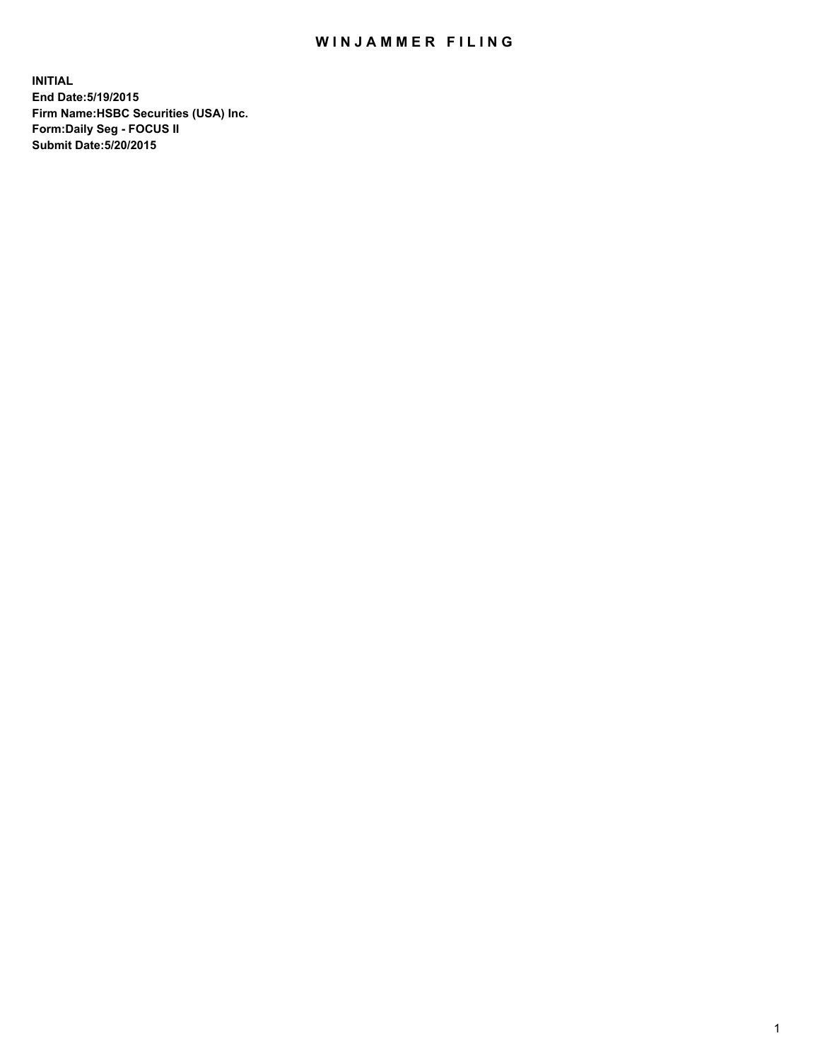# WINJAMMER FILING

**INITIAL**
**End Date:5/19/2015**
**Firm Name:HSBC Securities (USA) Inc.**
**Form:Daily Seg - FOCUS II**
**Submit Date:5/20/2015**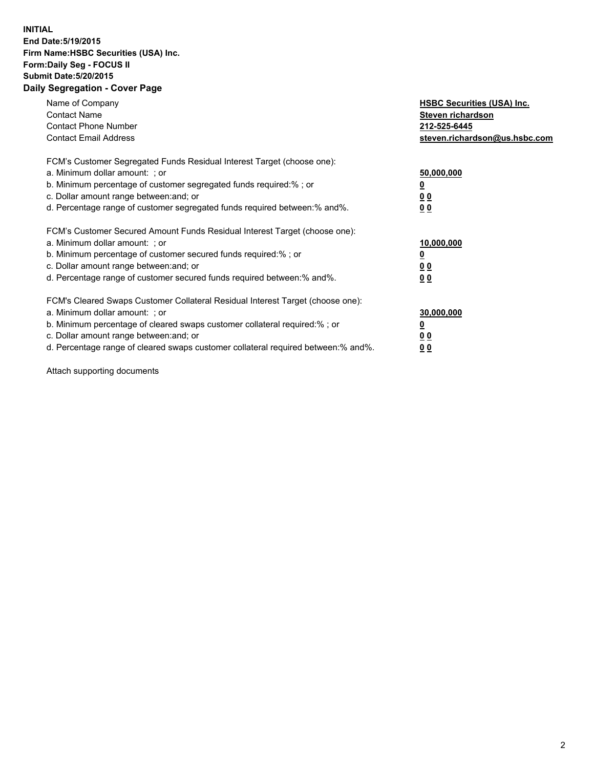**INITIAL**
**End Date:5/19/2015**
**Firm Name:HSBC Securities (USA) Inc.**
**Form:Daily Seg - FOCUS II**
**Submit Date:5/20/2015**

## Daily Segregation - Cover Page

| | |
|---|---|
| Name of Company | **HSBC Securities (USA) Inc.** |
| Contact Name | **Steven richardson** |
| Contact Phone Number | **212-525-6445** |
| Contact Email Address | **steven.richardson@us.hsbc.com** |

FCM's Customer Segregated Funds Residual Interest Target (choose one):

| | |
|---|---|
| a. Minimum dollar amount: ; or | **50,000,000** |
| b. Minimum percentage of customer segregated funds required:% ; or | **0** |
| c. Dollar amount range between:and; or | **0 0** |
| d. Percentage range of customer segregated funds required between:% and%. | **0 0** |

FCM's Customer Secured Amount Funds Residual Interest Target (choose one):

| | |
|---|---|
| a. Minimum dollar amount: ; or | **10,000,000** |
| b. Minimum percentage of customer secured funds required:% ; or | **0** |
| c. Dollar amount range between:and; or | **0 0** |
| d. Percentage range of customer secured funds required between:% and%. | **0 0** |

FCM's Cleared Swaps Customer Collateral Residual Interest Target (choose one):

| | |
|---|---|
| a. Minimum dollar amount: ; or | **30,000,000** |
| b. Minimum percentage of cleared swaps customer collateral required:% ; or | **0** |
| c. Dollar amount range between:and; or | **0 0** |
| d. Percentage range of cleared swaps customer collateral required between:% and%. | **0 0** |

Attach supporting documents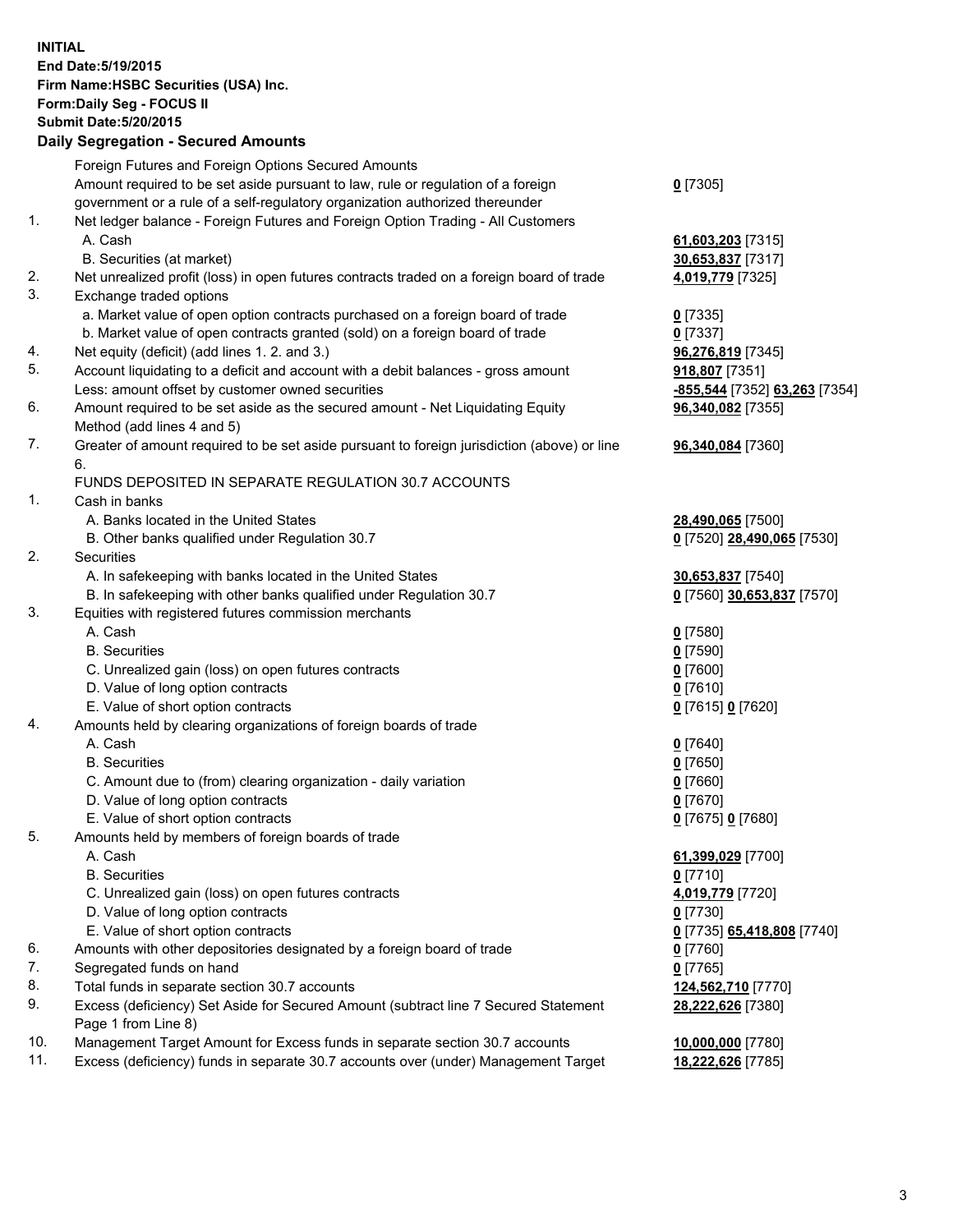**INITIAL**
**End Date:5/19/2015**
**Firm Name:HSBC Securities (USA) Inc.**
**Form:Daily Seg - FOCUS II**
**Submit Date:5/20/2015**

## Daily Segregation - Secured Amounts

| | | |
|---|---|---|
| | Foreign Futures and Foreign Options Secured Amounts | |
| | Amount required to be set aside pursuant to law, rule or regulation of a foreign government or a rule of a self-regulatory organization authorized thereunder | **0** [7305] |
| 1. | Net ledger balance - Foreign Futures and Foreign Option Trading - All Customers | |
| | A. Cash | **61,603,203** [7315] |
| | B. Securities (at market) | **30,653,837** [7317] |
| 2. | Net unrealized profit (loss) in open futures contracts traded on a foreign board of trade | **4,019,779** [7325] |
| 3. | Exchange traded options | |
| | a. Market value of open option contracts purchased on a foreign board of trade | **0** [7335] |
| | b. Market value of open contracts granted (sold) on a foreign board of trade | **0** [7337] |
| 4. | Net equity (deficit) (add lines 1. 2. and 3.) | **96,276,819** [7345] |
| 5. | Account liquidating to a deficit and account with a debit balances - gross amount | **918,807** [7351] |
| | Less: amount offset by customer owned securities | **-855,544** [7352] **63,263** [7354] |
| 6. | Amount required to be set aside as the secured amount - Net Liquidating Equity Method (add lines 4 and 5) | **96,340,082** [7355] |
| 7. | Greater of amount required to be set aside pursuant to foreign jurisdiction (above) or line 6. | **96,340,084** [7360] |
| | FUNDS DEPOSITED IN SEPARATE REGULATION 30.7 ACCOUNTS | |
| 1. | Cash in banks | |
| | A. Banks located in the United States | **28,490,065** [7500] |
| | B. Other banks qualified under Regulation 30.7 | **0** [7520] **28,490,065** [7530] |
| 2. | Securities | |
| | A. In safekeeping with banks located in the United States | **30,653,837** [7540] |
| | B. In safekeeping with other banks qualified under Regulation 30.7 | **0** [7560] **30,653,837** [7570] |
| 3. | Equities with registered futures commission merchants | |
| | A. Cash | **0** [7580] |
| | B. Securities | **0** [7590] |
| | C. Unrealized gain (loss) on open futures contracts | **0** [7600] |
| | D. Value of long option contracts | **0** [7610] |
| | E. Value of short option contracts | **0** [7615] **0** [7620] |
| 4. | Amounts held by clearing organizations of foreign boards of trade | |
| | A. Cash | **0** [7640] |
| | B. Securities | **0** [7650] |
| | C. Amount due to (from) clearing organization - daily variation | **0** [7660] |
| | D. Value of long option contracts | **0** [7670] |
| | E. Value of short option contracts | **0** [7675] **0** [7680] |
| 5. | Amounts held by members of foreign boards of trade | |
| | A. Cash | **61,399,029** [7700] |
| | B. Securities | **0** [7710] |
| | C. Unrealized gain (loss) on open futures contracts | **4,019,779** [7720] |
| | D. Value of long option contracts | **0** [7730] |
| | E. Value of short option contracts | **0** [7735] **65,418,808** [7740] |
| 6. | Amounts with other depositories designated by a foreign board of trade | **0** [7760] |
| 7. | Segregated funds on hand | **0** [7765] |
| 8. | Total funds in separate section 30.7 accounts | **124,562,710** [7770] |
| 9. | Excess (deficiency) Set Aside for Secured Amount (subtract line 7 Secured Statement Page 1 from Line 8) | **28,222,626** [7380] |
| 10. | Management Target Amount for Excess funds in separate section 30.7 accounts | **10,000,000** [7780] |
| 11. | Excess (deficiency) funds in separate 30.7 accounts over (under) Management Target | **18,222,626** [7785] |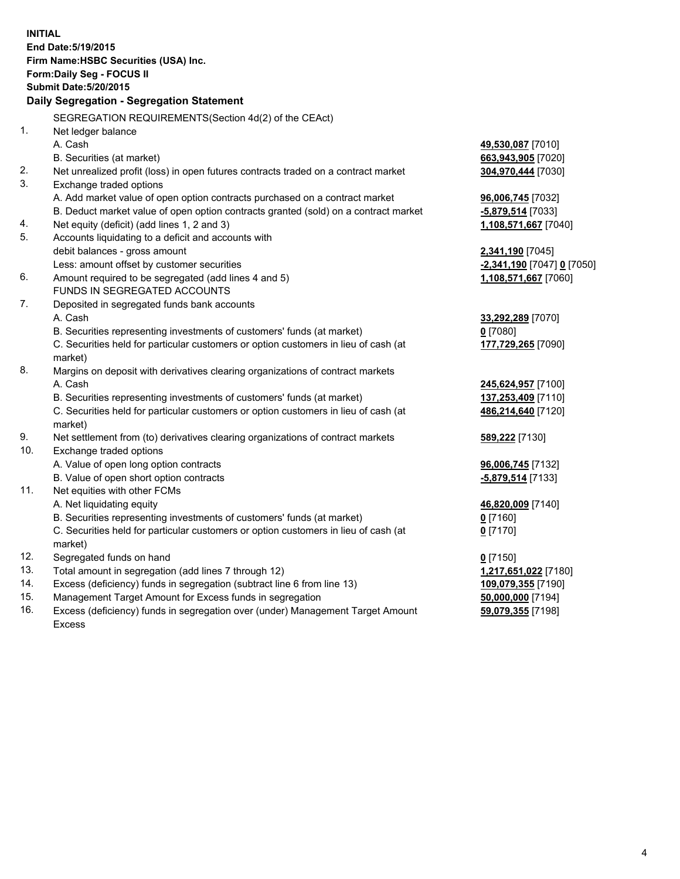**INITIAL**
**End Date:5/19/2015**
**Firm Name:HSBC Securities (USA) Inc.**
**Form:Daily Seg - FOCUS II**
**Submit Date:5/20/2015**

## Daily Segregation - Segregation Statement

SEGREGATION REQUIREMENTS(Section 4d(2) of the CEAct)

| | | |
|---|---|---|
| 1. | Net ledger balance | |
| | A. Cash | **49,530,087** [7010] |
| | B. Securities (at market) | **663,943,905** [7020] |
| 2. | Net unrealized profit (loss) in open futures contracts traded on a contract market | **304,970,444** [7030] |
| 3. | Exchange traded options | |
| | A. Add market value of open option contracts purchased on a contract market | **96,006,745** [7032] |
| | B. Deduct market value of open option contracts granted (sold) on a contract market | **-5,879,514** [7033] |
| 4. | Net equity (deficit) (add lines 1, 2 and 3) | **1,108,571,667** [7040] |
| 5. | Accounts liquidating to a deficit and accounts with debit balances - gross amount | **2,341,190** [7045] |
| | Less: amount offset by customer securities | **-2,341,190** [7047] **0** [7050] |
| 6. | Amount required to be segregated (add lines 4 and 5) | **1,108,571,667** [7060] |
| | FUNDS IN SEGREGATED ACCOUNTS | |
| 7. | Deposited in segregated funds bank accounts | |
| | A. Cash | **33,292,289** [7070] |
| | B. Securities representing investments of customers' funds (at market) | **0** [7080] |
| | C. Securities held for particular customers or option customers in lieu of cash (at market) | **177,729,265** [7090] |
| 8. | Margins on deposit with derivatives clearing organizations of contract markets | |
| | A. Cash | **245,624,957** [7100] |
| | B. Securities representing investments of customers' funds (at market) | **137,253,409** [7110] |
| | C. Securities held for particular customers or option customers in lieu of cash (at market) | **486,214,640** [7120] |
| 9. | Net settlement from (to) derivatives clearing organizations of contract markets | **589,222** [7130] |
| 10. | Exchange traded options | |
| | A. Value of open long option contracts | **96,006,745** [7132] |
| | B. Value of open short option contracts | **-5,879,514** [7133] |
| 11. | Net equities with other FCMs | |
| | A. Net liquidating equity | **46,820,009** [7140] |
| | B. Securities representing investments of customers' funds (at market) | **0** [7160] |
| | C. Securities held for particular customers or option customers in lieu of cash (at market) | **0** [7170] |
| 12. | Segregated funds on hand | **0** [7150] |
| 13. | Total amount in segregation (add lines 7 through 12) | **1,217,651,022** [7180] |
| 14. | Excess (deficiency) funds in segregation (subtract line 6 from line 13) | **109,079,355** [7190] |
| 15. | Management Target Amount for Excess funds in segregation | **50,000,000** [7194] |
| 16. | Excess (deficiency) funds in segregation over (under) Management Target Amount Excess | **59,079,355** [7198] |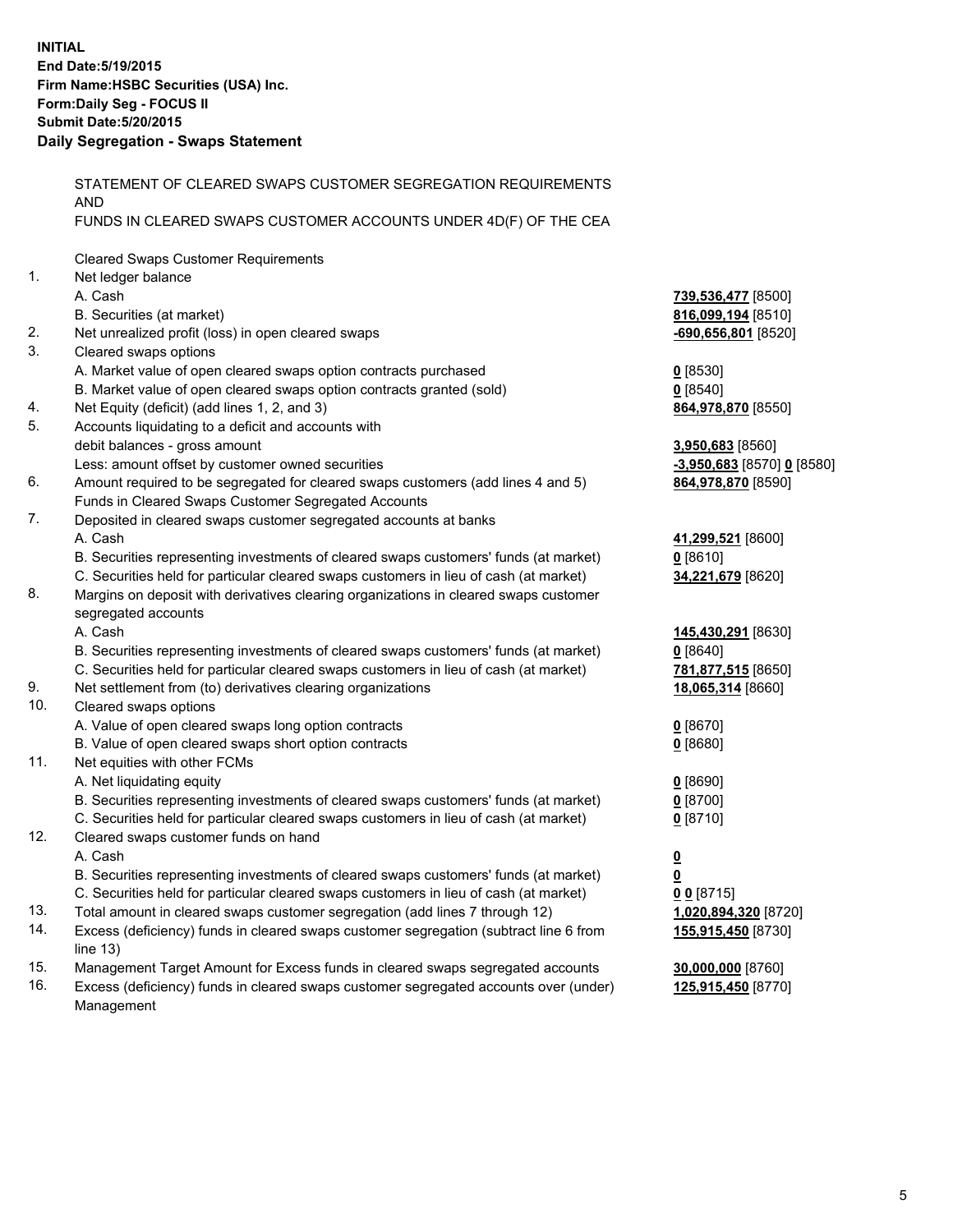**INITIAL**
**End Date:5/19/2015**
**Firm Name:HSBC Securities (USA) Inc.**
**Form:Daily Seg - FOCUS II**
**Submit Date:5/20/2015**
**Daily Segregation - Swaps Statement**

STATEMENT OF CLEARED SWAPS CUSTOMER SEGREGATION REQUIREMENTS AND FUNDS IN CLEARED SWAPS CUSTOMER ACCOUNTS UNDER 4D(F) OF THE CEA

| | | |
|---|---|---|
| | Cleared Swaps Customer Requirements | |
| 1. | Net ledger balance | |
| | A. Cash | **739,536,477** [8500] |
| | B. Securities (at market) | **816,099,194** [8510] |
| 2. | Net unrealized profit (loss) in open cleared swaps | **-690,656,801** [8520] |
| 3. | Cleared swaps options | |
| | A. Market value of open cleared swaps option contracts purchased | **0** [8530] |
| | B. Market value of open cleared swaps option contracts granted (sold) | **0** [8540] |
| 4. | Net Equity (deficit) (add lines 1, 2, and 3) | **864,978,870** [8550] |
| 5. | Accounts liquidating to a deficit and accounts with debit balances - gross amount | **3,950,683** [8560] |
| | Less: amount offset by customer owned securities | **-3,950,683** [8570] **0** [8580] |
| 6. | Amount required to be segregated for cleared swaps customers (add lines 4 and 5) | **864,978,870** [8590] |
| | Funds in Cleared Swaps Customer Segregated Accounts | |
| 7. | Deposited in cleared swaps customer segregated accounts at banks | |
| | A. Cash | **41,299,521** [8600] |
| | B. Securities representing investments of cleared swaps customers' funds (at market) | **0** [8610] |
| | C. Securities held for particular cleared swaps customers in lieu of cash (at market) | **34,221,679** [8620] |
| 8. | Margins on deposit with derivatives clearing organizations in cleared swaps customer segregated accounts | |
| | A. Cash | **145,430,291** [8630] |
| | B. Securities representing investments of cleared swaps customers' funds (at market) | **0** [8640] |
| | C. Securities held for particular cleared swaps customers in lieu of cash (at market) | **781,877,515** [8650] |
| 9. | Net settlement from (to) derivatives clearing organizations | **18,065,314** [8660] |
| 10. | Cleared swaps options | |
| | A. Value of open cleared swaps long option contracts | **0** [8670] |
| | B. Value of open cleared swaps short option contracts | **0** [8680] |
| 11. | Net equities with other FCMs | |
| | A. Net liquidating equity | **0** [8690] |
| | B. Securities representing investments of cleared swaps customers' funds (at market) | **0** [8700] |
| | C. Securities held for particular cleared swaps customers in lieu of cash (at market) | **0** [8710] |
| 12. | Cleared swaps customer funds on hand | |
| | A. Cash | **0** |
| | B. Securities representing investments of cleared swaps customers' funds (at market) | **0** |
| | C. Securities held for particular cleared swaps customers in lieu of cash (at market) | **0** **0** [8715] |
| 13. | Total amount in cleared swaps customer segregation (add lines 7 through 12) | **1,020,894,320** [8720] |
| 14. | Excess (deficiency) funds in cleared swaps customer segregation (subtract line 6 from line 13) | **155,915,450** [8730] |
| 15. | Management Target Amount for Excess funds in cleared swaps segregated accounts | **30,000,000** [8760] |
| 16. | Excess (deficiency) funds in cleared swaps customer segregated accounts over (under) Management | **125,915,450** [8770] |